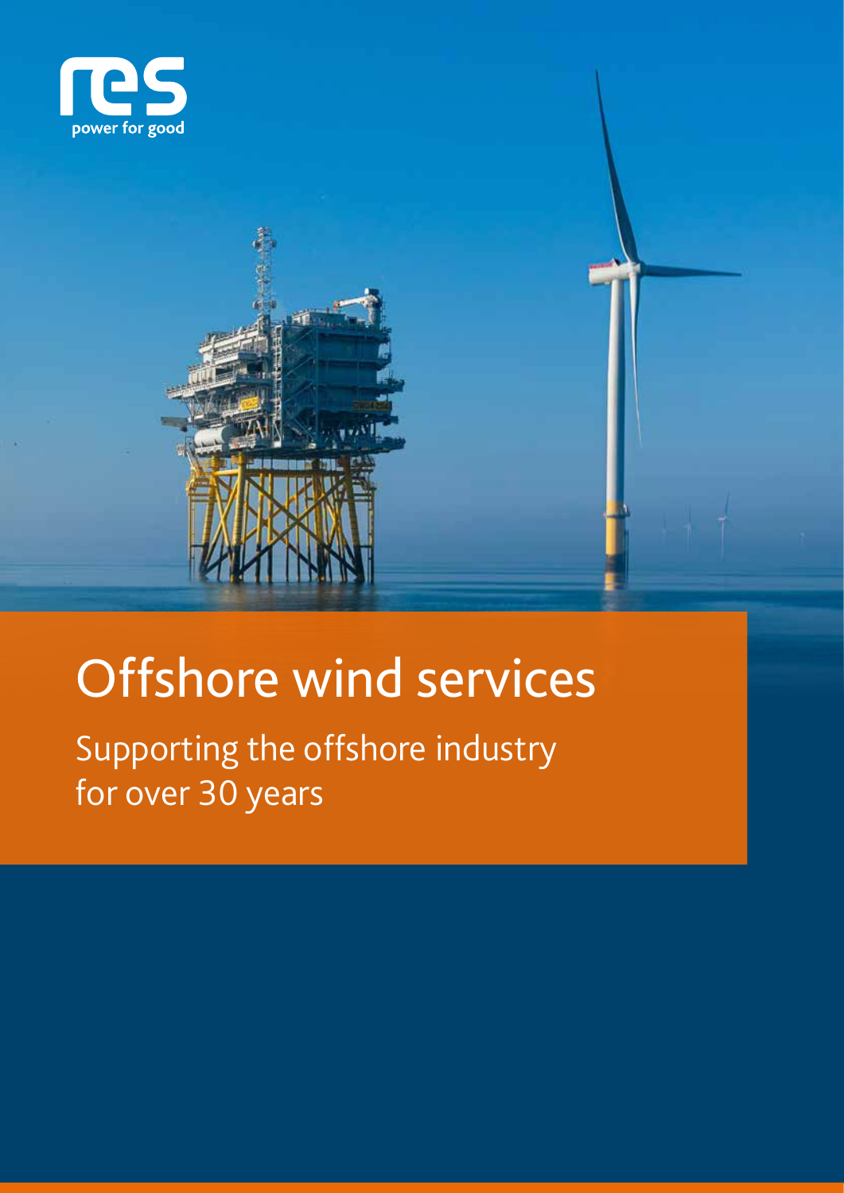res

power for good

# Offshore wind services

Supporting the offshore industry for over 30 years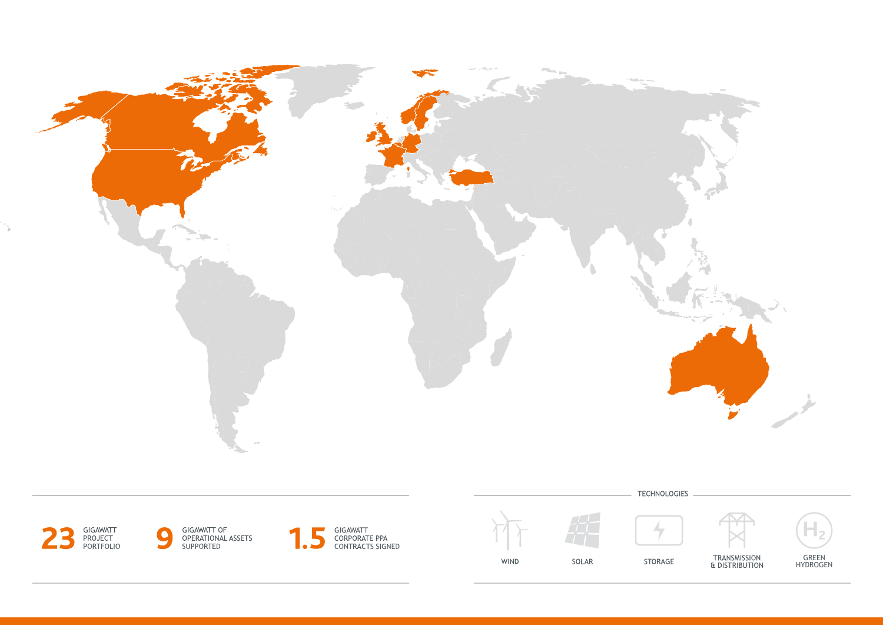**23** GIGAWATT PROJECT PORTFOLIO

**9** GIGAWATT OF OPERATIONAL ASSETS SUPPORTED

**1.5** GIGAWATT CORPORATE PPA CONTRACTS SIGNED

TECHNOLOGIES

WIND

SOLAR

STORAGE

TRANSMISSION & DISTRIBUTION

GREEN HYDROGEN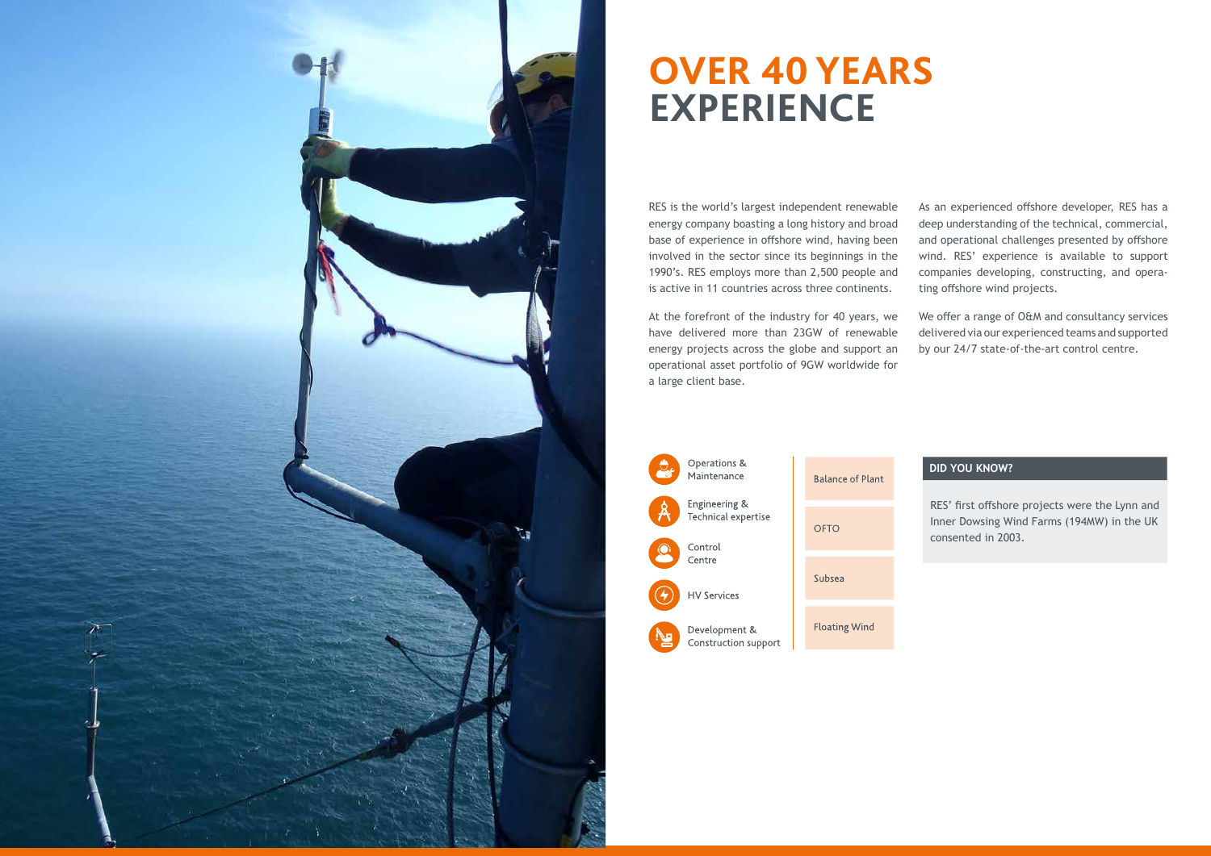# OVER 40 YEARS EXPERIENCE

RES is the world's largest independent renewable energy company boasting a long history and broad base of experience in offshore wind, having been involved in the sector since its beginnings in the 1990's. RES employs more than 2,500 people and is active in 11 countries across three continents.

At the forefront of the industry for 40 years, we have delivered more than 23GW of renewable energy projects across the globe and support an operational asset portfolio of 9GW worldwide for a large client base.

As an experienced offshore developer, RES has a deep understanding of the technical, commercial, and operational challenges presented by offshore wind. RES' experience is available to support companies developing, constructing, and operating offshore wind projects.

We offer a range of O&M and consultancy services delivered via our experienced teams and supported by our 24/7 state-of-the-art control centre.

- Operations & Maintenance
- Engineering & Technical expertise
- Control Centre
- HV Services
- Development & Construction support

- Balance of Plant
- OFTO
- Subsea
- Floating Wind

**DID YOU KNOW?**

RES' first offshore projects were the Lynn and Inner Dowsing Wind Farms (194MW) in the UK consented in 2003.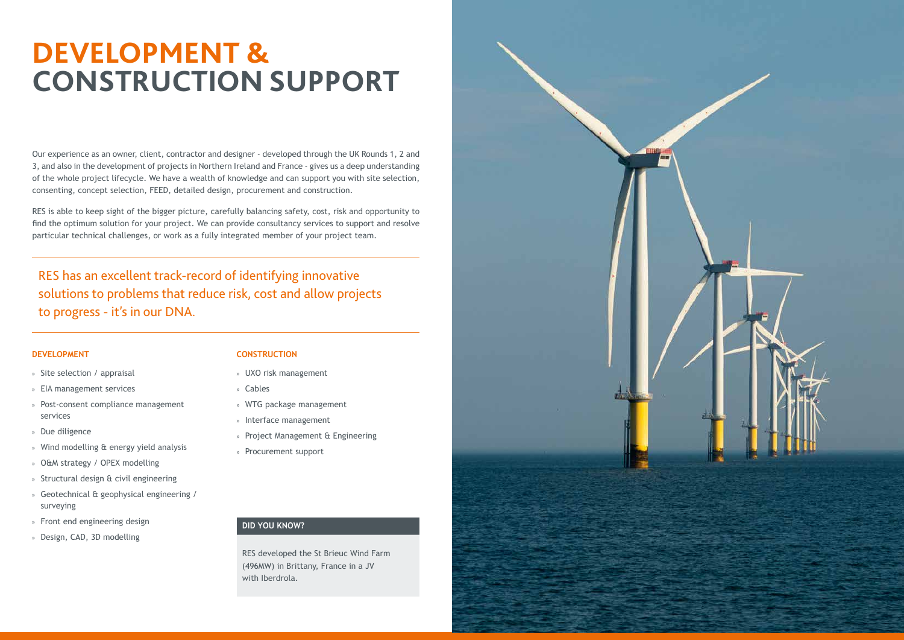# DEVELOPMENT & CONSTRUCTION SUPPORT

Our experience as an owner, client, contractor and designer - developed through the UK Rounds 1, 2 and 3, and also in the development of projects in Northern Ireland and France - gives us a deep understanding of the whole project lifecycle. We have a wealth of knowledge and can support you with site selection, consenting, concept selection, FEED, detailed design, procurement and construction.

RES is able to keep sight of the bigger picture, carefully balancing safety, cost, risk and opportunity to find the optimum solution for your project. We can provide consultancy services to support and resolve particular technical challenges, or work as a fully integrated member of your project team.

RES has an excellent track-record of identifying innovative solutions to problems that reduce risk, cost and allow projects to progress - it's in our DNA.

### DEVELOPMENT

- Site selection / appraisal
- EIA management services
- Post-consent compliance management services
- Due diligence
- Wind modelling & energy yield analysis
- O&M strategy / OPEX modelling
- Structural design & civil engineering
- Geotechnical & geophysical engineering / surveying
- Front end engineering design
- Design, CAD, 3D modelling

### CONSTRUCTION

- UXO risk management
- Cables
- WTG package management
- Interface management
- Project Management & Engineering
- Procurement support

**DID YOU KNOW?**

RES developed the St Brieuc Wind Farm (496MW) in Brittany, France in a JV with Iberdrola.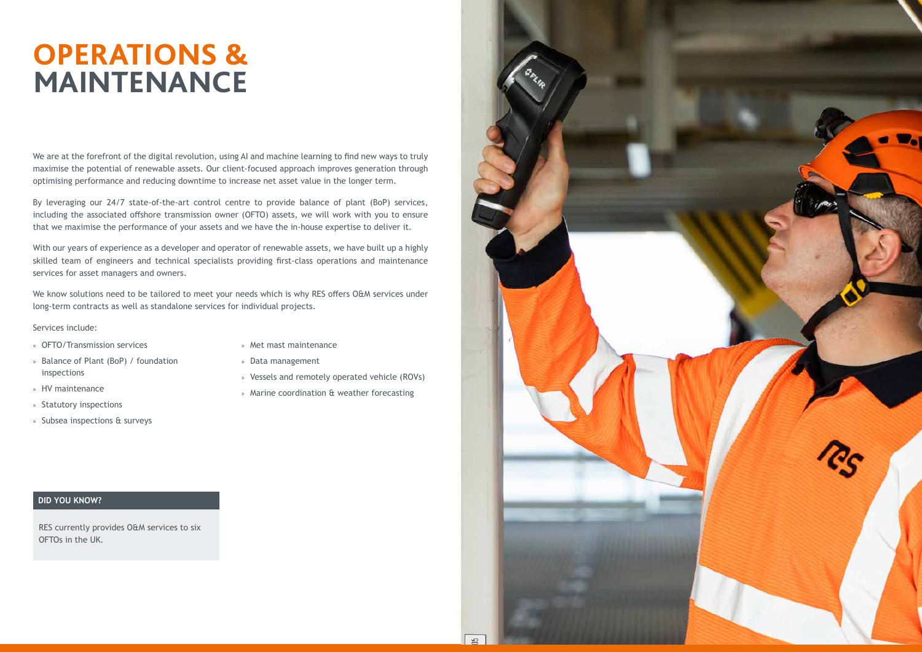# OPERATIONS & MAINTENANCE

We are at the forefront of the digital revolution, using AI and machine learning to find new ways to truly maximise the potential of renewable assets. Our client-focused approach improves generation through optimising performance and reducing downtime to increase net asset value in the longer term.

By leveraging our 24/7 state-of-the-art control centre to provide balance of plant (BoP) services, including the associated offshore transmission owner (OFTO) assets, we will work with you to ensure that we maximise the performance of your assets and we have the in-house expertise to deliver it.

With our years of experience as a developer and operator of renewable assets, we have built up a highly skilled team of engineers and technical specialists providing first-class operations and maintenance services for asset managers and owners.

We know solutions need to be tailored to meet your needs which is why RES offers O&M services under long-term contracts as well as standalone services for individual projects.

Services include:

- OFTO/Transmission services
- Balance of Plant (BoP) / foundation inspections
- HV maintenance
- Statutory inspections
- Subsea inspections & surveys
- Met mast maintenance
- Data management
- Vessels and remotely operated vehicle (ROVs)
- Marine coordination & weather forecasting

**DID YOU KNOW?**

RES currently provides O&M services to six OFTOs in the UK.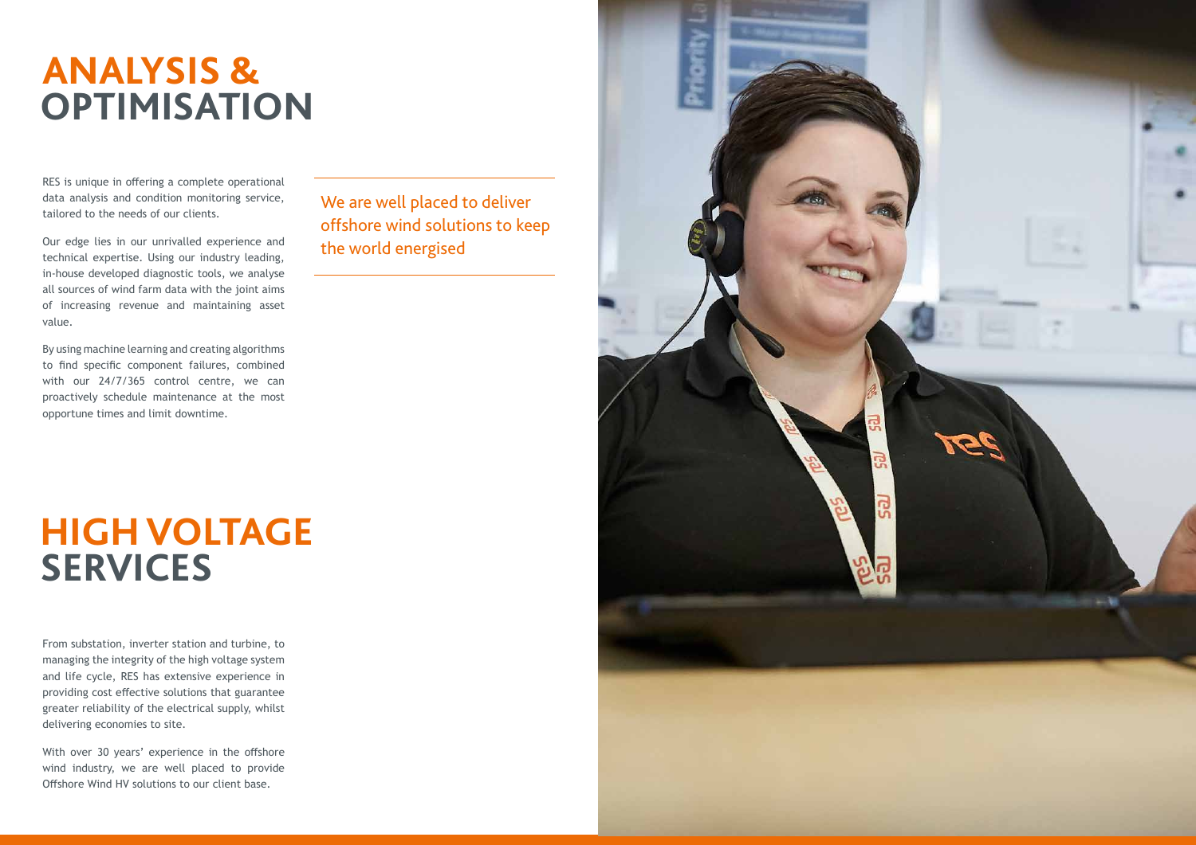# ANALYSIS & OPTIMISATION

RES is unique in offering a complete operational data analysis and condition monitoring service, tailored to the needs of our clients.

Our edge lies in our unrivalled experience and technical expertise. Using our industry leading, in-house developed diagnostic tools, we analyse all sources of wind farm data with the joint aims of increasing revenue and maintaining asset value.

By using machine learning and creating algorithms to find specific component failures, combined with our 24/7/365 control centre, we can proactively schedule maintenance at the most opportune times and limit downtime.

> We are well placed to deliver offshore wind solutions to keep the world energised

# HIGH VOLTAGE SERVICES

From substation, inverter station and turbine, to managing the integrity of the high voltage system and life cycle, RES has extensive experience in providing cost effective solutions that guarantee greater reliability of the electrical supply, whilst delivering economies to site.

With over 30 years' experience in the offshore wind industry, we are well placed to provide Offshore Wind HV solutions to our client base.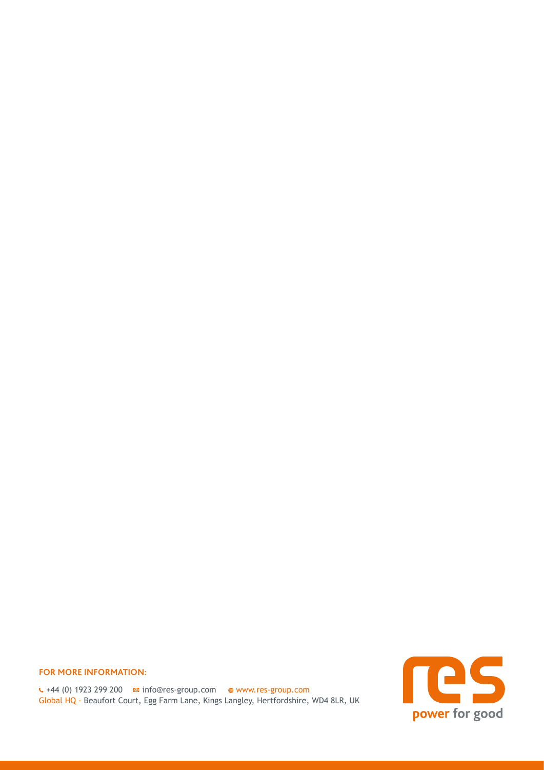**FOR MORE INFORMATION:**

+44 (0) 1923 299 200 info@res-group.com www.res-group.com

Global HQ - Beaufort Court, Egg Farm Lane, Kings Langley, Hertfordshire, WD4 8LR, UK

res

power for good